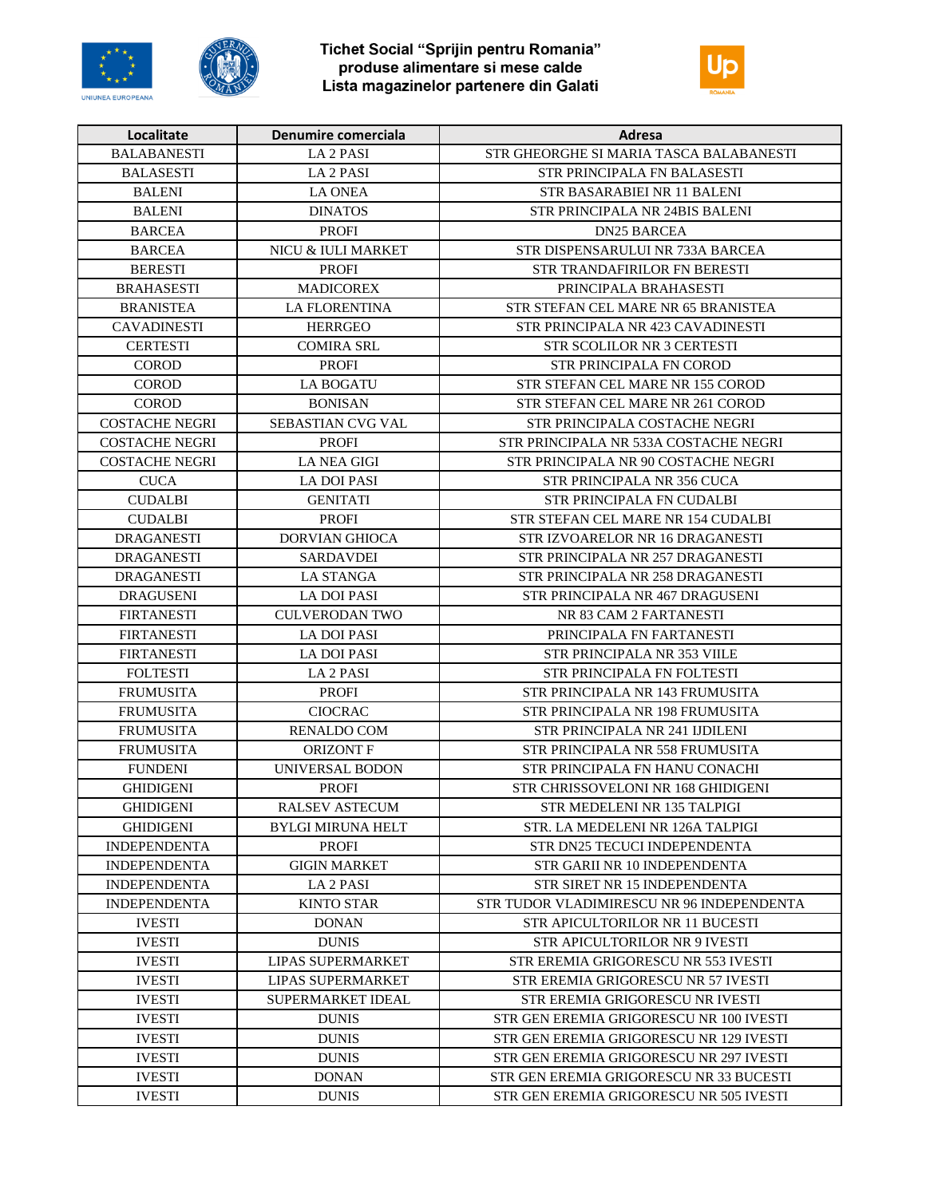# Tichet Social "Sprijin pentru Romania"
## produse alimentare si mese calde
## Lista magazinelor partenere din Galati

| Localitate | Denumire comerciala | Adresa |
|---|---|---|
| BALABANESTI | LA 2 PASI | STR GHEORGHE SI MARIA TASCA BALABANESTI |
| BALASESTI | LA 2 PASI | STR PRINCIPALA FN BALASESTI |
| BALENI | LA ONEA | STR BASARABIEI NR 11 BALENI |
| BALENI | DINATOS | STR PRINCIPALA NR 24BIS BALENI |
| BARCEA | PROFI | DN25 BARCEA |
| BARCEA | NICU & IULI MARKET | STR DISPENSARULUI NR 733A BARCEA |
| BERESTI | PROFI | STR TRANDAFIRILOR FN BERESTI |
| BRAHASESTI | MADICOREX | PRINCIPALA BRAHASESTI |
| BRANISTEA | LA FLORENTINA | STR STEFAN CEL MARE NR 65 BRANISTEA |
| CAVADINESTI | HERRGEO | STR PRINCIPALA NR 423 CAVADINESTI |
| CERTESTI | COMIRA SRL | STR SCOLILOR NR 3 CERTESTI |
| COROD | PROFI | STR PRINCIPALA FN COROD |
| COROD | LA BOGATU | STR STEFAN CEL MARE NR 155 COROD |
| COROD | BONISAN | STR STEFAN CEL MARE NR 261 COROD |
| COSTACHE NEGRI | SEBASTIAN CVG VAL | STR PRINCIPALA COSTACHE NEGRI |
| COSTACHE NEGRI | PROFI | STR PRINCIPALA NR 533A COSTACHE NEGRI |
| COSTACHE NEGRI | LA NEA GIGI | STR PRINCIPALA NR 90 COSTACHE NEGRI |
| CUCA | LA DOI PASI | STR PRINCIPALA NR 356 CUCA |
| CUDALBI | GENITATI | STR PRINCIPALA FN CUDALBI |
| CUDALBI | PROFI | STR STEFAN CEL MARE NR 154 CUDALBI |
| DRAGANESTI | DORVIAN GHIOCA | STR IZVOARELOR NR 16 DRAGANESTI |
| DRAGANESTI | SARDAVDEI | STR PRINCIPALA NR 257 DRAGANESTI |
| DRAGANESTI | LA STANGA | STR PRINCIPALA NR 258 DRAGANESTI |
| DRAGUSENI | LA DOI PASI | STR PRINCIPALA NR 467 DRAGUSENI |
| FIRTANESTI | CULVERODAN TWO | NR 83 CAM 2 FARTANESTI |
| FIRTANESTI | LA DOI PASI | PRINCIPALA FN FARTANESTI |
| FIRTANESTI | LA DOI PASI | STR PRINCIPALA NR 353 VIILE |
| FOLTESTI | LA 2 PASI | STR PRINCIPALA FN FOLTESTI |
| FRUMUSITA | PROFI | STR PRINCIPALA NR 143 FRUMUSITA |
| FRUMUSITA | CIOCRAC | STR PRINCIPALA NR 198 FRUMUSITA |
| FRUMUSITA | RENALDO COM | STR PRINCIPALA NR 241 IJDILENI |
| FRUMUSITA | ORIZONT F | STR PRINCIPALA NR 558 FRUMUSITA |
| FUNDENI | UNIVERSAL BODON | STR PRINCIPALA FN HANU CONACHI |
| GHIDIGENI | PROFI | STR CHRISSOVELONI NR 168 GHIDIGENI |
| GHIDIGENI | RALSEV ASTECUM | STR MEDELENI NR 135 TALPIGI |
| GHIDIGENI | BYLGI MIRUNA HELT | STR. LA MEDELENI NR 126A TALPIGI |
| INDEPENDENTA | PROFI | STR DN25 TECUCI INDEPENDENTA |
| INDEPENDENTA | GIGIN MARKET | STR GARII NR 10 INDEPENDENTA |
| INDEPENDENTA | LA 2 PASI | STR SIRET NR 15 INDEPENDENTA |
| INDEPENDENTA | KINTO STAR | STR TUDOR VLADIMIRESCU NR 96 INDEPENDENTA |
| IVESTI | DONAN | STR APICULTORILOR NR 11 BUCESTI |
| IVESTI | DUNIS | STR APICULTORILOR NR 9 IVESTI |
| IVESTI | LIPAS SUPERMARKET | STR EREMIA GRIGORESCU NR 553 IVESTI |
| IVESTI | LIPAS SUPERMARKET | STR EREMIA GRIGORESCU NR 57 IVESTI |
| IVESTI | SUPERMARKET IDEAL | STR EREMIA GRIGORESCU NR IVESTI |
| IVESTI | DUNIS | STR GEN EREMIA GRIGORESCU NR 100 IVESTI |
| IVESTI | DUNIS | STR GEN EREMIA GRIGORESCU NR 129 IVESTI |
| IVESTI | DUNIS | STR GEN EREMIA GRIGORESCU NR 297 IVESTI |
| IVESTI | DONAN | STR GEN EREMIA GRIGORESCU NR 33 BUCESTI |
| IVESTI | DUNIS | STR GEN EREMIA GRIGORESCU NR 505 IVESTI |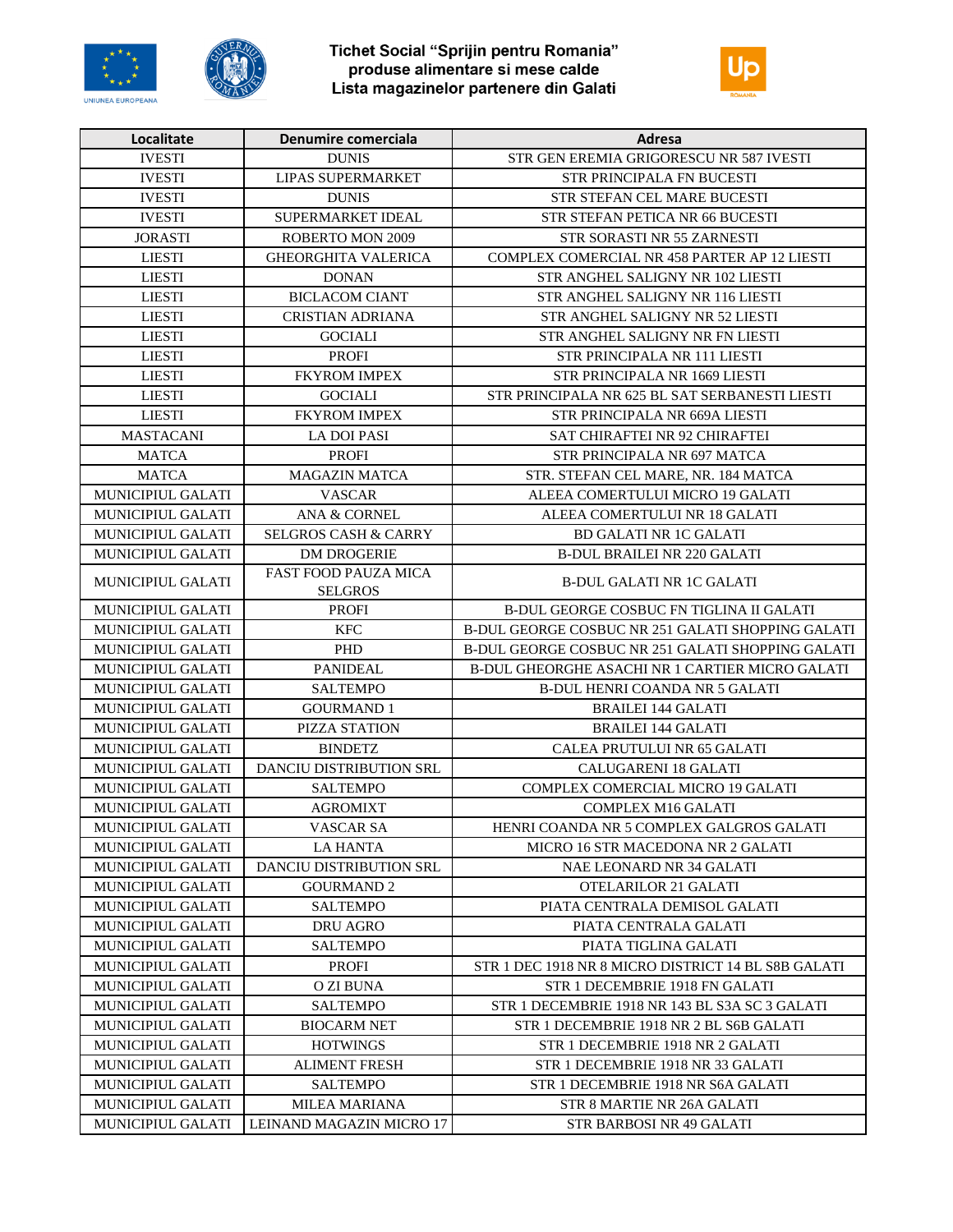**Tichet Social "Sprijin pentru Romania"**
**produse alimentare si mese calde**
**Lista magazinelor partenere din Galati**

| Localitate | Denumire comerciala | Adresa |
|---|---|---|
| IVESTI | DUNIS | STR GEN EREMIA GRIGORESCU NR 587 IVESTI |
| IVESTI | LIPAS SUPERMARKET | STR PRINCIPALA FN BUCESTI |
| IVESTI | DUNIS | STR STEFAN CEL MARE BUCESTI |
| IVESTI | SUPERMARKET IDEAL | STR STEFAN PETICA NR 66 BUCESTI |
| JORASTI | ROBERTO MON 2009 | STR SORASTI NR 55 ZARNESTI |
| LIESTI | GHEORGHITA VALERICA | COMPLEX COMERCIAL NR 458 PARTER AP 12 LIESTI |
| LIESTI | DONAN | STR ANGHEL SALIGNY NR 102 LIESTI |
| LIESTI | BICLACOM CIANT | STR ANGHEL SALIGNY NR 116 LIESTI |
| LIESTI | CRISTIAN ADRIANA | STR ANGHEL SALIGNY NR 52 LIESTI |
| LIESTI | GOCIALI | STR ANGHEL SALIGNY NR FN LIESTI |
| LIESTI | PROFI | STR PRINCIPALA NR 111 LIESTI |
| LIESTI | FKYROM IMPEX | STR PRINCIPALA NR 1669 LIESTI |
| LIESTI | GOCIALI | STR PRINCIPALA NR 625 BL SAT SERBANESTI LIESTI |
| LIESTI | FKYROM IMPEX | STR PRINCIPALA NR 669A LIESTI |
| MASTACANI | LA DOI PASI | SAT CHIRAFTEI NR 92 CHIRAFTEI |
| MATCA | PROFI | STR PRINCIPALA NR 697 MATCA |
| MATCA | MAGAZIN MATCA | STR. STEFAN CEL MARE, NR. 184 MATCA |
| MUNICIPIUL GALATI | VASCAR | ALEEA COMERTULUI MICRO 19 GALATI |
| MUNICIPIUL GALATI | ANA & CORNEL | ALEEA COMERTULUI NR 18 GALATI |
| MUNICIPIUL GALATI | SELGROS CASH & CARRY | BD GALATI NR 1C GALATI |
| MUNICIPIUL GALATI | DM DROGERIE | B-DUL BRAILEI NR 220 GALATI |
| MUNICIPIUL GALATI | FAST FOOD PAUZA MICA SELGROS | B-DUL GALATI NR 1C GALATI |
| MUNICIPIUL GALATI | PROFI | B-DUL GEORGE COSBUC FN TIGLINA II GALATI |
| MUNICIPIUL GALATI | KFC | B-DUL GEORGE COSBUC NR 251 GALATI SHOPPING GALATI |
| MUNICIPIUL GALATI | PHD | B-DUL GEORGE COSBUC NR 251 GALATI SHOPPING GALATI |
| MUNICIPIUL GALATI | PANIDEAL | B-DUL GHEORGHE ASACHI NR 1 CARTIER MICRO GALATI |
| MUNICIPIUL GALATI | SALTEMPO | B-DUL HENRI COANDA NR 5 GALATI |
| MUNICIPIUL GALATI | GOURMAND 1 | BRAILEI 144 GALATI |
| MUNICIPIUL GALATI | PIZZA STATION | BRAILEI 144 GALATI |
| MUNICIPIUL GALATI | BINDETZ | CALEA PRUTULUI NR 65 GALATI |
| MUNICIPIUL GALATI | DANCIU DISTRIBUTION SRL | CALUGARENI 18 GALATI |
| MUNICIPIUL GALATI | SALTEMPO | COMPLEX COMERCIAL MICRO 19 GALATI |
| MUNICIPIUL GALATI | AGROMIXT | COMPLEX M16 GALATI |
| MUNICIPIUL GALATI | VASCAR SA | HENRI COANDA NR 5 COMPLEX GALGROS GALATI |
| MUNICIPIUL GALATI | LA HANTA | MICRO 16 STR MACEDONA NR 2 GALATI |
| MUNICIPIUL GALATI | DANCIU DISTRIBUTION SRL | NAE LEONARD NR 34 GALATI |
| MUNICIPIUL GALATI | GOURMAND 2 | OTELARILOR 21 GALATI |
| MUNICIPIUL GALATI | SALTEMPO | PIATA CENTRALA DEMISOL GALATI |
| MUNICIPIUL GALATI | DRU AGRO | PIATA CENTRALA GALATI |
| MUNICIPIUL GALATI | SALTEMPO | PIATA TIGLINA GALATI |
| MUNICIPIUL GALATI | PROFI | STR 1 DEC 1918 NR 8 MICRO DISTRICT 14 BL S8B GALATI |
| MUNICIPIUL GALATI | O ZI BUNA | STR 1 DECEMBRIE 1918 FN GALATI |
| MUNICIPIUL GALATI | SALTEMPO | STR 1 DECEMBRIE 1918 NR 143 BL S3A SC 3 GALATI |
| MUNICIPIUL GALATI | BIOCARM NET | STR 1 DECEMBRIE 1918 NR 2 BL S6B GALATI |
| MUNICIPIUL GALATI | HOTWINGS | STR 1 DECEMBRIE 1918 NR 2 GALATI |
| MUNICIPIUL GALATI | ALIMENT FRESH | STR 1 DECEMBRIE 1918 NR 33 GALATI |
| MUNICIPIUL GALATI | SALTEMPO | STR 1 DECEMBRIE 1918 NR S6A GALATI |
| MUNICIPIUL GALATI | MILEA MARIANA | STR 8 MARTIE NR 26A GALATI |
| MUNICIPIUL GALATI | LEINAND MAGAZIN MICRO 17 | STR BARBOSI NR 49 GALATI |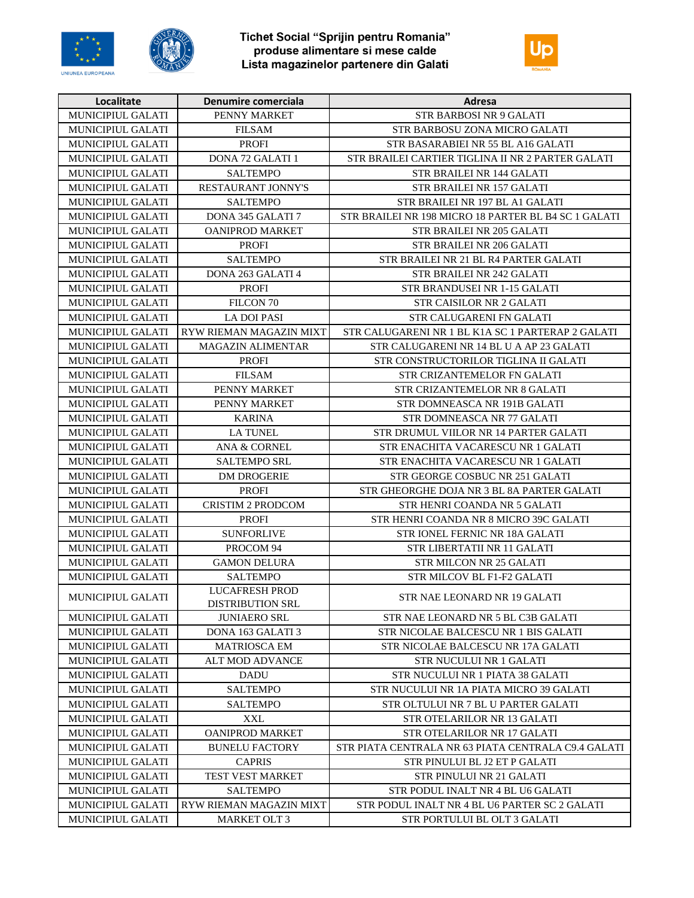Tichet Social "Sprijin pentru Romania"
produse alimentare si mese calde
Lista magazinelor partenere din Galati

| Localitate | Denumire comerciala | Adresa |
|---|---|---|
| MUNICIPIUL GALATI | PENNY MARKET | STR BARBOSI NR 9 GALATI |
| MUNICIPIUL GALATI | FILSAM | STR BARBOSU ZONA MICRO GALATI |
| MUNICIPIUL GALATI | PROFI | STR BASARABIEI NR 55 BL A16 GALATI |
| MUNICIPIUL GALATI | DONA 72 GALATI 1 | STR BRAILEI CARTIER TIGLINA II NR 2 PARTER GALATI |
| MUNICIPIUL GALATI | SALTEMPO | STR BRAILEI NR 144 GALATI |
| MUNICIPIUL GALATI | RESTAURANT JONNY'S | STR BRAILEI NR 157 GALATI |
| MUNICIPIUL GALATI | SALTEMPO | STR BRAILEI NR 197 BL A1 GALATI |
| MUNICIPIUL GALATI | DONA 345 GALATI 7 | STR BRAILEI NR 198 MICRO 18 PARTER BL B4 SC 1 GALATI |
| MUNICIPIUL GALATI | OANIPROD MARKET | STR BRAILEI NR 205 GALATI |
| MUNICIPIUL GALATI | PROFI | STR BRAILEI NR 206 GALATI |
| MUNICIPIUL GALATI | SALTEMPO | STR BRAILEI NR 21 BL R4 PARTER GALATI |
| MUNICIPIUL GALATI | DONA 263 GALATI 4 | STR BRAILEI NR 242 GALATI |
| MUNICIPIUL GALATI | PROFI | STR BRANDUSEI NR 1-15 GALATI |
| MUNICIPIUL GALATI | FILCON 70 | STR CAISILOR NR 2 GALATI |
| MUNICIPIUL GALATI | LA DOI PASI | STR CALUGARENI FN GALATI |
| MUNICIPIUL GALATI | RYW RIEMAN MAGAZIN MIXT | STR CALUGARENI NR 1 BL K1A SC 1 PARTERAP 2 GALATI |
| MUNICIPIUL GALATI | MAGAZIN ALIMENTAR | STR CALUGARENI NR 14 BL U A AP 23 GALATI |
| MUNICIPIUL GALATI | PROFI | STR CONSTRUCTORILOR TIGLINA II GALATI |
| MUNICIPIUL GALATI | FILSAM | STR CRIZANTEMELOR FN GALATI |
| MUNICIPIUL GALATI | PENNY MARKET | STR CRIZANTEMELOR NR 8 GALATI |
| MUNICIPIUL GALATI | PENNY MARKET | STR DOMNEASCA NR 191B GALATI |
| MUNICIPIUL GALATI | KARINA | STR DOMNEASCA NR 77 GALATI |
| MUNICIPIUL GALATI | LA TUNEL | STR DRUMUL VIILOR NR 14 PARTER GALATI |
| MUNICIPIUL GALATI | ANA & CORNEL | STR ENACHITA VACARESCU NR 1 GALATI |
| MUNICIPIUL GALATI | SALTEMPO SRL | STR ENACHITA VACARESCU NR 1 GALATI |
| MUNICIPIUL GALATI | DM DROGERIE | STR GEORGE COSBUC NR 251 GALATI |
| MUNICIPIUL GALATI | PROFI | STR GHEORGHE DOJA NR 3 BL 8A PARTER GALATI |
| MUNICIPIUL GALATI | CRISTIM 2 PRODCOM | STR HENRI COANDA NR 5 GALATI |
| MUNICIPIUL GALATI | PROFI | STR HENRI COANDA NR 8 MICRO 39C GALATI |
| MUNICIPIUL GALATI | SUNFORLIVE | STR IONEL FERNIC NR 18A GALATI |
| MUNICIPIUL GALATI | PROCOM 94 | STR LIBERTATII NR 11 GALATI |
| MUNICIPIUL GALATI | GAMON DELURA | STR MILCON NR 25 GALATI |
| MUNICIPIUL GALATI | SALTEMPO | STR MILCOV BL F1-F2 GALATI |
| MUNICIPIUL GALATI | LUCAFRESH PROD DISTRIBUTION SRL | STR NAE LEONARD NR 19 GALATI |
| MUNICIPIUL GALATI | JUNIAERO SRL | STR NAE LEONARD NR 5 BL C3B GALATI |
| MUNICIPIUL GALATI | DONA 163 GALATI 3 | STR NICOLAE BALCESCU NR 1 BIS GALATI |
| MUNICIPIUL GALATI | MATRIOSCA EM | STR NICOLAE BALCESCU NR 17A GALATI |
| MUNICIPIUL GALATI | ALT MOD ADVANCE | STR NUCULUI NR 1 GALATI |
| MUNICIPIUL GALATI | DADU | STR NUCULUI NR 1 PIATA 38 GALATI |
| MUNICIPIUL GALATI | SALTEMPO | STR NUCULUI NR 1A PIATA MICRO 39 GALATI |
| MUNICIPIUL GALATI | SALTEMPO | STR OLTULUI NR 7 BL U PARTER GALATI |
| MUNICIPIUL GALATI | XXL | STR OTELARILOR NR 13 GALATI |
| MUNICIPIUL GALATI | OANIPROD MARKET | STR OTELARILOR NR 17 GALATI |
| MUNICIPIUL GALATI | BUNELU FACTORY | STR PIATA CENTRALA NR 63 PIATA CENTRALA C9.4 GALATI |
| MUNICIPIUL GALATI | CAPRIS | STR PINULUI BL J2 ET P GALATI |
| MUNICIPIUL GALATI | TEST VEST MARKET | STR PINULUI NR 21 GALATI |
| MUNICIPIUL GALATI | SALTEMPO | STR PODUL INALT NR 4 BL U6 GALATI |
| MUNICIPIUL GALATI | RYW RIEMAN MAGAZIN MIXT | STR PODUL INALT NR 4 BL U6 PARTER SC 2 GALATI |
| MUNICIPIUL GALATI | MARKET OLT 3 | STR PORTULUI BL OLT 3 GALATI |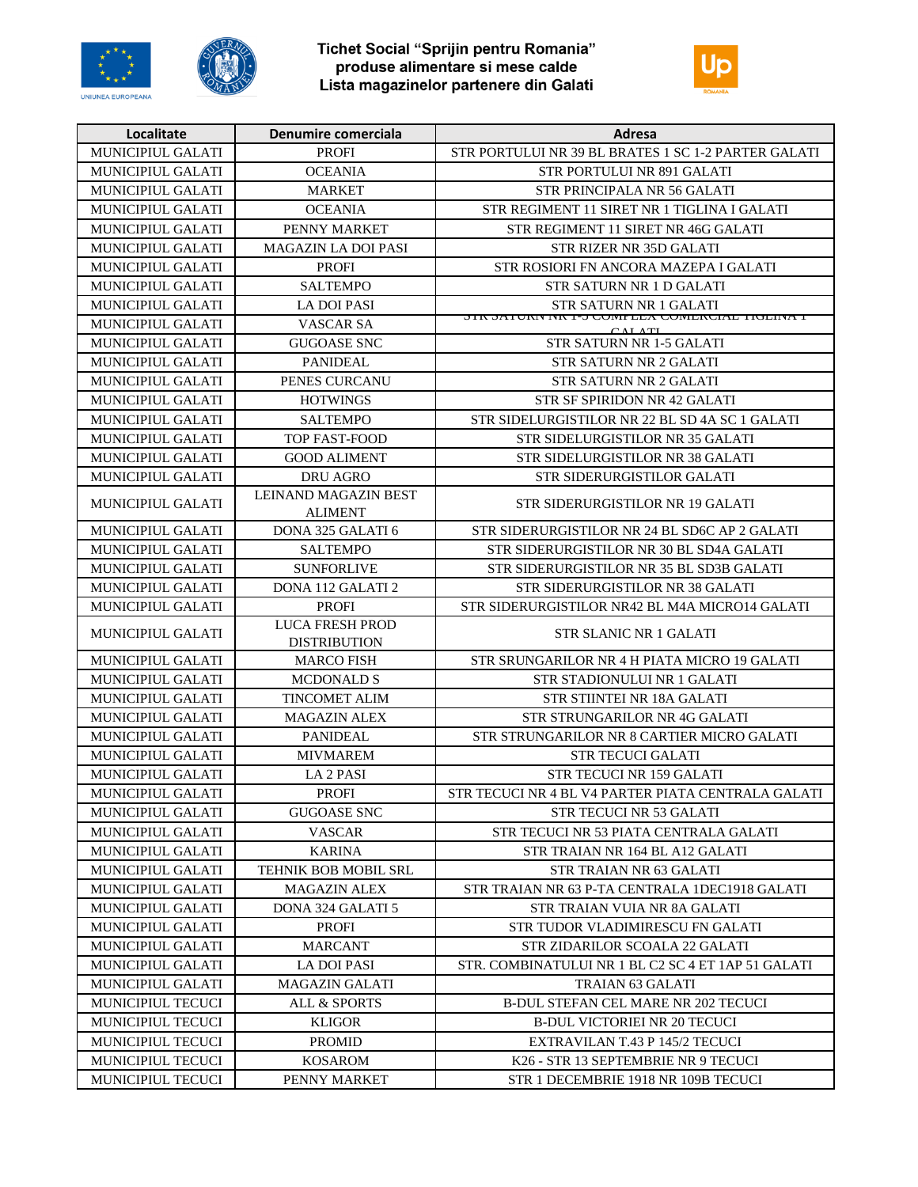**Tichet Social "Sprijin pentru Romania"**
**produse alimentare si mese calde**
**Lista magazinelor partenere din Galati**

| Localitate | Denumire comerciala | Adresa |
|---|---|---|
| MUNICIPIUL GALATI | PROFI | STR PORTULUI NR 39 BL BRATES 1 SC 1-2 PARTER GALATI |
| MUNICIPIUL GALATI | OCEANIA | STR PORTULUI NR 891 GALATI |
| MUNICIPIUL GALATI | MARKET | STR PRINCIPALA NR 56 GALATI |
| MUNICIPIUL GALATI | OCEANIA | STR REGIMENT 11 SIRET NR 1 TIGLINA I GALATI |
| MUNICIPIUL GALATI | PENNY MARKET | STR REGIMENT 11 SIRET NR 46G GALATI |
| MUNICIPIUL GALATI | MAGAZIN LA DOI PASI | STR RIZER NR 35D GALATI |
| MUNICIPIUL GALATI | PROFI | STR ROSIORI FN ANCORA MAZEPA I GALATI |
| MUNICIPIUL GALATI | SALTEMPO | STR SATURN NR 1 D GALATI |
| MUNICIPIUL GALATI | LA DOI PASI | STR SATURN NR 1 GALATI |
| MUNICIPIUL GALATI | VASCAR SA | STR SATURN NR 1-5 COMPLEX COMERCIAL TIGLINA I GALATI |
| MUNICIPIUL GALATI | GUGOASE SNC | STR SATURN NR 1-5 GALATI |
| MUNICIPIUL GALATI | PANIDEAL | STR SATURN NR 2 GALATI |
| MUNICIPIUL GALATI | PENES CURCANU | STR SATURN NR 2 GALATI |
| MUNICIPIUL GALATI | HOTWINGS | STR SF SPIRIDON NR 42 GALATI |
| MUNICIPIUL GALATI | SALTEMPO | STR SIDELURGISTILOR NR 22 BL SD 4A SC 1 GALATI |
| MUNICIPIUL GALATI | TOP FAST-FOOD | STR SIDELURGISTILOR NR 35 GALATI |
| MUNICIPIUL GALATI | GOOD ALIMENT | STR SIDELURGISTILOR NR 38 GALATI |
| MUNICIPIUL GALATI | DRU AGRO | STR SIDERURGISTILOR GALATI |
| MUNICIPIUL GALATI | LEINAND MAGAZIN BEST ALIMENT | STR SIDERURGISTILOR NR 19 GALATI |
| MUNICIPIUL GALATI | DONA 325 GALATI 6 | STR SIDERURGISTILOR NR 24 BL SD6C AP 2 GALATI |
| MUNICIPIUL GALATI | SALTEMPO | STR SIDERURGISTILOR NR 30 BL SD4A GALATI |
| MUNICIPIUL GALATI | SUNFORLIVE | STR SIDERURGISTILOR NR 35 BL SD3B GALATI |
| MUNICIPIUL GALATI | DONA 112 GALATI 2 | STR SIDERURGISTILOR NR 38 GALATI |
| MUNICIPIUL GALATI | PROFI | STR SIDERURGISTILOR NR42 BL M4A MICRO14 GALATI |
| MUNICIPIUL GALATI | LUCA FRESH PROD DISTRIBUTION | STR SLANIC NR 1 GALATI |
| MUNICIPIUL GALATI | MARCO FISH | STR SRUNGARILOR NR 4 H PIATA MICRO 19 GALATI |
| MUNICIPIUL GALATI | MCDONALD S | STR STADIONULUI NR 1 GALATI |
| MUNICIPIUL GALATI | TINCOMET ALIM | STR STIINTEI NR 18A GALATI |
| MUNICIPIUL GALATI | MAGAZIN ALEX | STR STRUNGARILOR NR 4G GALATI |
| MUNICIPIUL GALATI | PANIDEAL | STR STRUNGARILOR NR 8 CARTIER MICRO GALATI |
| MUNICIPIUL GALATI | MIVMAREM | STR TECUCI GALATI |
| MUNICIPIUL GALATI | LA 2 PASI | STR TECUCI NR 159 GALATI |
| MUNICIPIUL GALATI | PROFI | STR TECUCI NR 4 BL V4 PARTER PIATA CENTRALA GALATI |
| MUNICIPIUL GALATI | GUGOASE SNC | STR TECUCI NR 53 GALATI |
| MUNICIPIUL GALATI | VASCAR | STR TECUCI NR 53 PIATA CENTRALA GALATI |
| MUNICIPIUL GALATI | KARINA | STR TRAIAN NR 164 BL A12 GALATI |
| MUNICIPIUL GALATI | TEHNIK BOB MOBIL SRL | STR TRAIAN NR 63 GALATI |
| MUNICIPIUL GALATI | MAGAZIN ALEX | STR TRAIAN NR 63 P-TA CENTRALA 1DEC1918 GALATI |
| MUNICIPIUL GALATI | DONA 324 GALATI 5 | STR TRAIAN VUIA NR 8A GALATI |
| MUNICIPIUL GALATI | PROFI | STR TUDOR VLADIMIRESCU FN GALATI |
| MUNICIPIUL GALATI | MARCANT | STR ZIDARILOR SCOALA 22 GALATI |
| MUNICIPIUL GALATI | LA DOI PASI | STR. COMBINATULUI NR 1 BL C2 SC 4 ET 1AP 51 GALATI |
| MUNICIPIUL GALATI | MAGAZIN GALATI | TRAIAN 63 GALATI |
| MUNICIPIUL TECUCI | ALL & SPORTS | B-DUL STEFAN CEL MARE NR 202 TECUCI |
| MUNICIPIUL TECUCI | KLIGOR | B-DUL VICTORIEI NR 20 TECUCI |
| MUNICIPIUL TECUCI | PROMID | EXTRAVILAN T.43 P 145/2 TECUCI |
| MUNICIPIUL TECUCI | KOSAROM | K26 - STR 13 SEPTEMBRIE NR 9 TECUCI |
| MUNICIPIUL TECUCI | PENNY MARKET | STR 1 DECEMBRIE 1918 NR 109B TECUCI |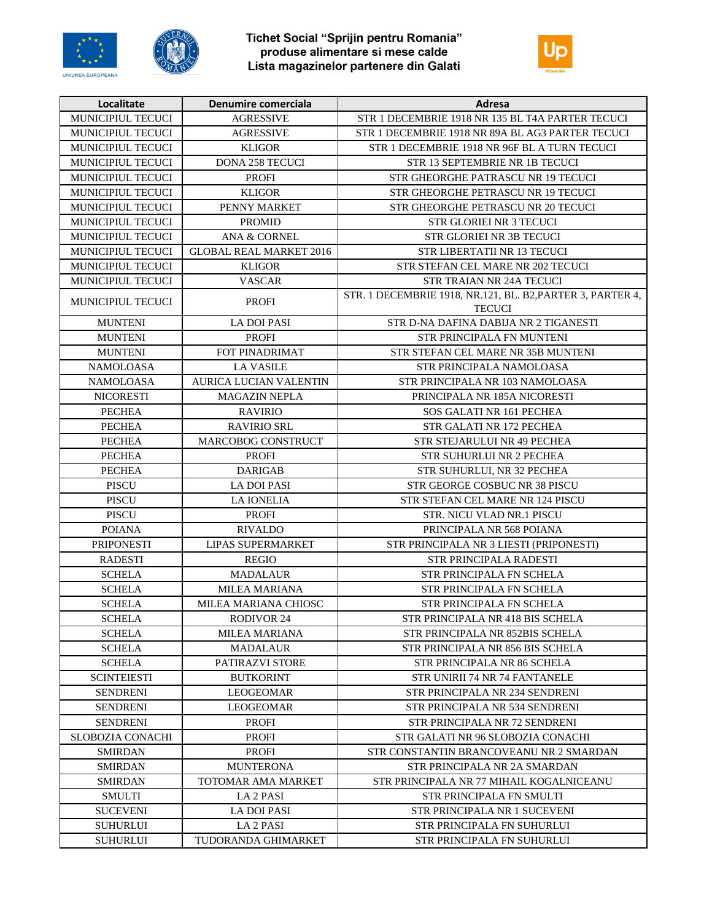# Tichet Social "Sprijin pentru Romania"
## produse alimentare si mese calde
## Lista magazinelor partenere din Galati

| Localitate | Denumire comerciala | Adresa |
|---|---|---|
| MUNICIPIUL TECUCI | AGRESSIVE | STR 1 DECEMBRIE 1918 NR 135 BL T4A PARTER TECUCI |
| MUNICIPIUL TECUCI | AGRESSIVE | STR 1 DECEMBRIE 1918 NR 89A BL AG3 PARTER TECUCI |
| MUNICIPIUL TECUCI | KLIGOR | STR 1 DECEMBRIE 1918 NR 96F BL A TURN TECUCI |
| MUNICIPIUL TECUCI | DONA 258 TECUCI | STR 13 SEPTEMBRIE NR 1B TECUCI |
| MUNICIPIUL TECUCI | PROFI | STR GHEORGHE PATRASCU NR 19 TECUCI |
| MUNICIPIUL TECUCI | KLIGOR | STR GHEORGHE PETRASCU NR 19 TECUCI |
| MUNICIPIUL TECUCI | PENNY MARKET | STR GHEORGHE PETRASCU NR 20 TECUCI |
| MUNICIPIUL TECUCI | PROMID | STR GLORIEI NR 3 TECUCI |
| MUNICIPIUL TECUCI | ANA & CORNEL | STR GLORIEI NR 3B TECUCI |
| MUNICIPIUL TECUCI | GLOBAL REAL MARKET 2016 | STR LIBERTATII NR 13 TECUCI |
| MUNICIPIUL TECUCI | KLIGOR | STR STEFAN CEL MARE NR 202 TECUCI |
| MUNICIPIUL TECUCI | VASCAR | STR TRAIAN NR 24A TECUCI |
| MUNICIPIUL TECUCI | PROFI | STR. 1 DECEMBRIE 1918, NR.121, BL. B2,PARTER 3, PARTER 4, TECUCI |
| MUNTENI | LA DOI PASI | STR D-NA DAFINA DABIJA NR 2 TIGANESTI |
| MUNTENI | PROFI | STR PRINCIPALA FN MUNTENI |
| MUNTENI | FOT PINADRIMAT | STR STEFAN CEL MARE NR 35B MUNTENI |
| NAMOLOASA | LA VASILE | STR PRINCIPALA NAMOLOASA |
| NAMOLOASA | AURICA LUCIAN VALENTIN | STR PRINCIPALA NR 103 NAMOLOASA |
| NICORESTI | MAGAZIN NEPLA | PRINCIPALA NR 185A NICORESTI |
| PECHEA | RAVIRIO | SOS GALATI NR 161 PECHEA |
| PECHEA | RAVIRIO SRL | STR GALATI NR 172 PECHEA |
| PECHEA | MARCOBOG CONSTRUCT | STR STEJARULUI NR 49 PECHEA |
| PECHEA | PROFI | STR SUHURLUI NR 2 PECHEA |
| PECHEA | DARIGAB | STR SUHURLUI, NR 32 PECHEA |
| PISCU | LA DOI PASI | STR GEORGE COSBUC NR 38 PISCU |
| PISCU | LA IONELIA | STR STEFAN CEL MARE NR 124 PISCU |
| PISCU | PROFI | STR. NICU VLAD NR.1 PISCU |
| POIANA | RIVALDO | PRINCIPALA NR 568 POIANA |
| PRIPONESTI | LIPAS SUPERMARKET | STR PRINCIPALA NR 3 LIESTI (PRIPONESTI) |
| RADESTI | REGIO | STR PRINCIPALA RADESTI |
| SCHELA | MADALAUR | STR PRINCIPALA FN SCHELA |
| SCHELA | MILEA MARIANA | STR PRINCIPALA FN SCHELA |
| SCHELA | MILEA MARIANA CHIOSC | STR PRINCIPALA FN SCHELA |
| SCHELA | RODIVOR 24 | STR PRINCIPALA NR 418 BIS SCHELA |
| SCHELA | MILEA MARIANA | STR PRINCIPALA NR 852BIS SCHELA |
| SCHELA | MADALAUR | STR PRINCIPALA NR 856 BIS SCHELA |
| SCHELA | PATIRAZVI STORE | STR PRINCIPALA NR 86 SCHELA |
| SCINTEIESTI | BUTKORINT | STR UNIRII 74 NR 74 FANTANELE |
| SENDRENI | LEOGEOMAR | STR PRINCIPALA NR 234 SENDRENI |
| SENDRENI | LEOGEOMAR | STR PRINCIPALA NR 534 SENDRENI |
| SENDRENI | PROFI | STR PRINCIPALA NR 72 SENDRENI |
| SLOBOZIA CONACHI | PROFI | STR GALATI NR 96 SLOBOZIA CONACHI |
| SMIRDAN | PROFI | STR CONSTANTIN BRANCOVEANU NR 2 SMARDAN |
| SMIRDAN | MUNTERONA | STR PRINCIPALA NR 2A SMARDAN |
| SMIRDAN | TOTOMAR AMA MARKET | STR PRINCIPALA NR 77 MIHAIL KOGALNICEANU |
| SMULTI | LA 2 PASI | STR PRINCIPALA FN SMULTI |
| SUCEVENI | LA DOI PASI | STR PRINCIPALA NR 1 SUCEVENI |
| SUHURLUI | LA 2 PASI | STR PRINCIPALA FN SUHURLUI |
| SUHURLUI | TUDORANDA GHIMARKET | STR PRINCIPALA FN SUHURLUI |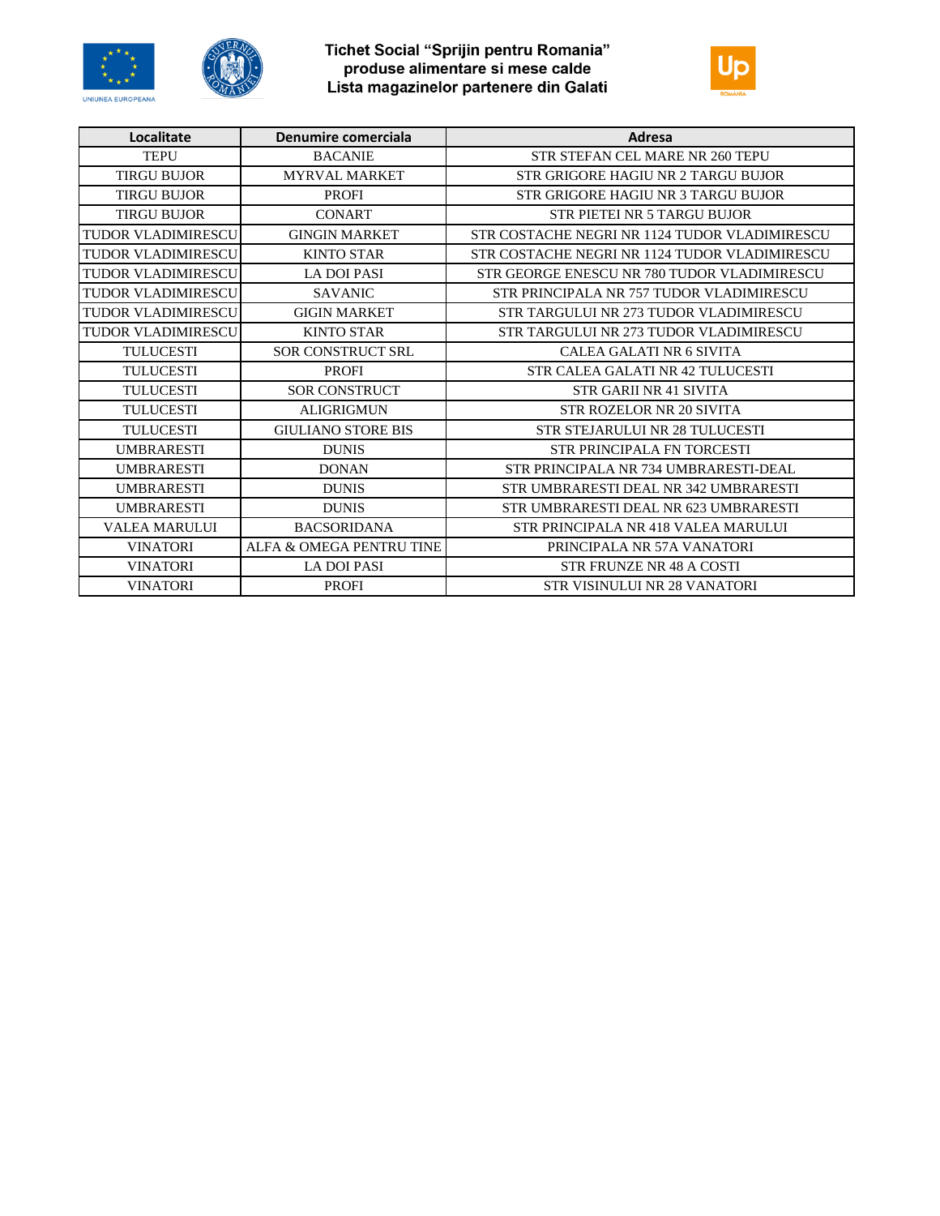Tichet Social "Sprijin pentru Romania"
produse alimentare si mese calde
Lista magazinelor partenere din Galati

| Localitate | Denumire comerciala | Adresa |
|---|---|---|
| TEPU | BACANIE | STR STEFAN CEL MARE NR 260 TEPU |
| TIRGU BUJOR | MYRVAL MARKET | STR GRIGORE HAGIU NR 2 TARGU BUJOR |
| TIRGU BUJOR | PROFI | STR GRIGORE HAGIU NR 3 TARGU BUJOR |
| TIRGU BUJOR | CONART | STR PIETEI NR 5 TARGU BUJOR |
| TUDOR VLADIMIRESCU | GINGIN MARKET | STR COSTACHE NEGRI NR 1124 TUDOR VLADIMIRESCU |
| TUDOR VLADIMIRESCU | KINTO STAR | STR COSTACHE NEGRI NR 1124 TUDOR VLADIMIRESCU |
| TUDOR VLADIMIRESCU | LA DOI PASI | STR GEORGE ENESCU NR 780 TUDOR VLADIMIRESCU |
| TUDOR VLADIMIRESCU | SAVANIC | STR PRINCIPALA NR 757 TUDOR VLADIMIRESCU |
| TUDOR VLADIMIRESCU | GIGIN MARKET | STR TARGULUI NR 273 TUDOR VLADIMIRESCU |
| TUDOR VLADIMIRESCU | KINTO STAR | STR TARGULUI NR 273 TUDOR VLADIMIRESCU |
| TULUCESTI | SOR CONSTRUCT SRL | CALEA GALATI NR 6 SIVITA |
| TULUCESTI | PROFI | STR CALEA GALATI NR 42 TULUCESTI |
| TULUCESTI | SOR CONSTRUCT | STR GARII NR 41 SIVITA |
| TULUCESTI | ALIGRIGMUN | STR ROZELOR NR 20 SIVITA |
| TULUCESTI | GIULIANO STORE BIS | STR STEJARULUI NR 28 TULUCESTI |
| UMBRARESTI | DUNIS | STR PRINCIPALA FN TORCESTI |
| UMBRARESTI | DONAN | STR PRINCIPALA NR 734 UMBRARESTI-DEAL |
| UMBRARESTI | DUNIS | STR UMBRARESTI DEAL NR 342 UMBRARESTI |
| UMBRARESTI | DUNIS | STR UMBRARESTI DEAL NR 623 UMBRARESTI |
| VALEA MARULUI | BACSORIDANA | STR PRINCIPALA NR 418 VALEA MARULUI |
| VINATORI | ALFA & OMEGA PENTRU TINE | PRINCIPALA NR 57A VANATORI |
| VINATORI | LA DOI PASI | STR FRUNZE NR 48 A COSTI |
| VINATORI | PROFI | STR VISINULUI NR 28 VANATORI |